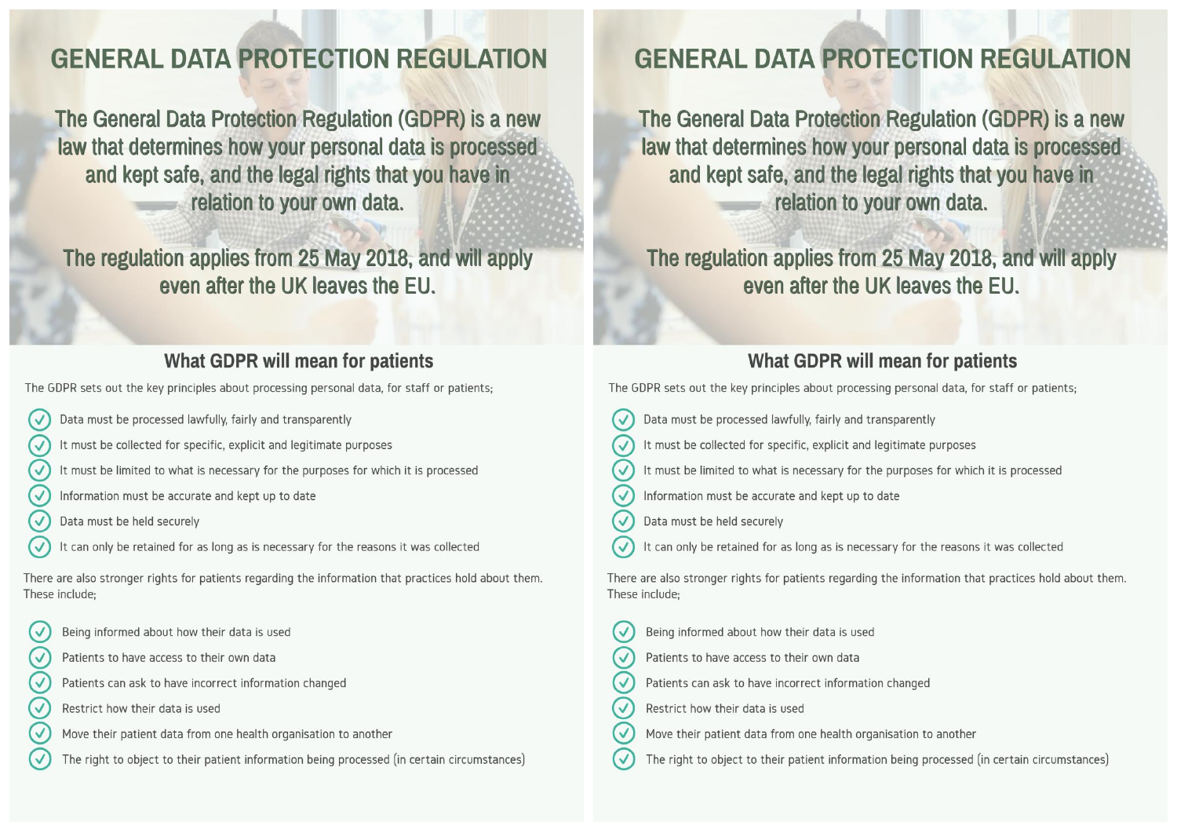# GENERAL DATA PROTECTION REGULATION

The General Data Protection Regulation (GDPR) is a new law that determines how your personal data is processed and kept safe, and the legal rights that you have in relation to your own data.

The regulation applies from 25 May 2018, and will apply even after the UK leaves the EU.

## What GDPR will mean for patients

The GDPR sets out the key principles about processing personal data, for staff or patients;

- Data must be processed lawfully, fairly and transparently
- It must be collected for specific, explicit and legitimate purposes
- It must be limited to what is necessary for the purposes for which it is processed
- Information must be accurate and kept up to date
- Data must be held securely
- It can only be retained for as long as is necessary for the reasons it was collected

There are also stronger rights for patients regarding the information that practices hold about them. These include;

- Being informed about how their data is used
- Patients to have access to their own data
- Patients can ask to have incorrect information changed
- Restrict how their data is used
- Move their patient data from one health organisation to another
- The right to object to their patient information being processed (in certain circumstances)

# GENERAL DATA PROTECTION REGULATION

The General Data Protection Regulation (GDPR) is a new law that determines how your personal data is processed and kept safe, and the legal rights that you have in relation to your own data.

The regulation applies from 25 May 2018, and will apply even after the UK leaves the EU.

## What GDPR will mean for patients

The GDPR sets out the key principles about processing personal data, for staff or patients;

- Data must be processed lawfully, fairly and transparently
- It must be collected for specific, explicit and legitimate purposes
- It must be limited to what is necessary for the purposes for which it is processed
- Information must be accurate and kept up to date
- Data must be held securely
- It can only be retained for as long as is necessary for the reasons it was collected

There are also stronger rights for patients regarding the information that practices hold about them. These include;

- Being informed about how their data is used
- Patients to have access to their own data
- Patients can ask to have incorrect information changed
- Restrict how their data is used
- Move their patient data from one health organisation to another
- The right to object to their patient information being processed (in certain circumstances)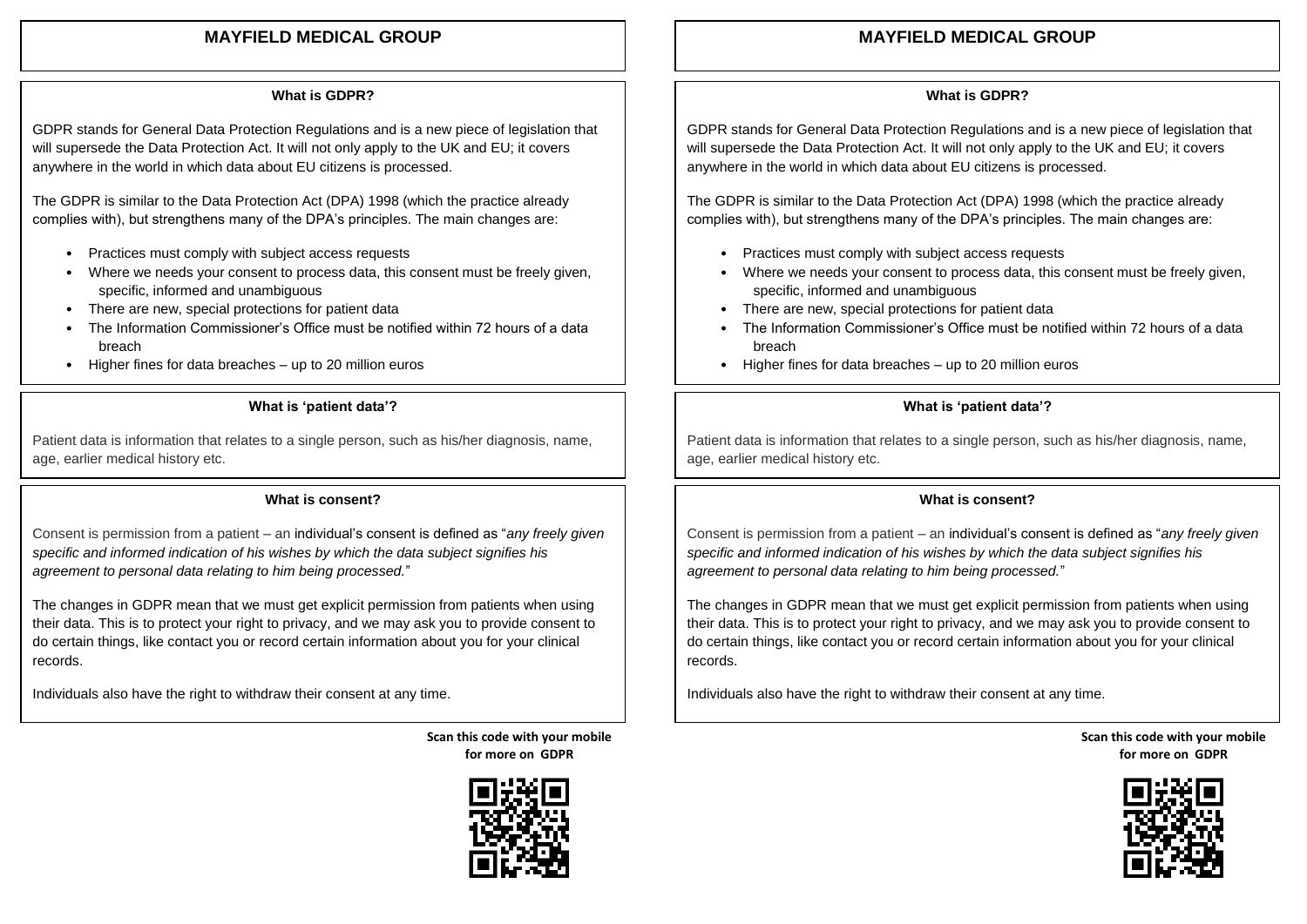# MAYFIELD MEDICAL GROUP

## What is GDPR?

GDPR stands for General Data Protection Regulations and is a new piece of legislation that will supersede the Data Protection Act. It will not only apply to the UK and EU; it covers anywhere in the world in which data about EU citizens is processed.

The GDPR is similar to the Data Protection Act (DPA) 1998 (which the practice already complies with), but strengthens many of the DPA's principles. The main changes are:

- Practices must comply with subject access requests
- Where we needs your consent to process data, this consent must be freely given, specific, informed and unambiguous
- There are new, special protections for patient data
- The Information Commissioner's Office must be notified within 72 hours of a data breach
- Higher fines for data breaches – up to 20 million euros

## What is 'patient data'?

Patient data is information that relates to a single person, such as his/her diagnosis, name, age, earlier medical history etc.

## What is consent?

Consent is permission from a patient – an individual's consent is defined as "*any freely given specific and informed indication of his wishes by which the data subject signifies his agreement to personal data relating to him being processed.*"

The changes in GDPR mean that we must get explicit permission from patients when using their data. This is to protect your right to privacy, and we may ask you to provide consent to do certain things, like contact you or record certain information about you for your clinical records.

Individuals also have the right to withdraw their consent at any time.

**Scan this code with your mobile for more on GDPR**

# MAYFIELD MEDICAL GROUP

## What is GDPR?

GDPR stands for General Data Protection Regulations and is a new piece of legislation that will supersede the Data Protection Act. It will not only apply to the UK and EU; it covers anywhere in the world in which data about EU citizens is processed.

The GDPR is similar to the Data Protection Act (DPA) 1998 (which the practice already complies with), but strengthens many of the DPA's principles. The main changes are:

- Practices must comply with subject access requests
- Where we needs your consent to process data, this consent must be freely given, specific, informed and unambiguous
- There are new, special protections for patient data
- The Information Commissioner's Office must be notified within 72 hours of a data breach
- Higher fines for data breaches – up to 20 million euros

## What is 'patient data'?

Patient data is information that relates to a single person, such as his/her diagnosis, name, age, earlier medical history etc.

## What is consent?

Consent is permission from a patient – an individual's consent is defined as "*any freely given specific and informed indication of his wishes by which the data subject signifies his agreement to personal data relating to him being processed.*"

The changes in GDPR mean that we must get explicit permission from patients when using their data. This is to protect your right to privacy, and we may ask you to provide consent to do certain things, like contact you or record certain information about you for your clinical records.

Individuals also have the right to withdraw their consent at any time.

**Scan this code with your mobile for more on GDPR**